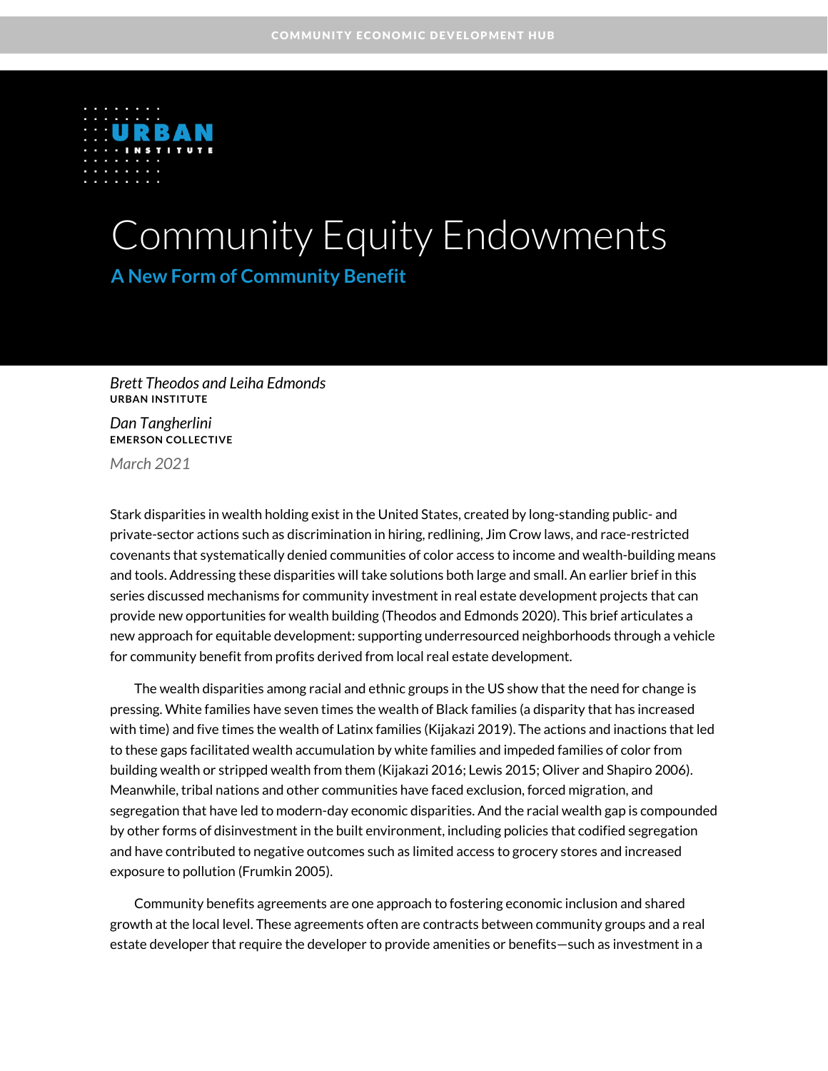# Community Equity Endowments

## A New Form of Community Benefit

*Brett Theodos and Leiha Edmonds*
**URBAN INSTITUTE**

*Dan Tangherlini*
**EMERSON COLLECTIVE**

*March 2021*

Stark disparities in wealth holding exist in the United States, created by long-standing public- and private-sector actions such as discrimination in hiring, redlining, Jim Crow laws, and race-restricted covenants that systematically denied communities of color access to income and wealth-building means and tools. Addressing these disparities will take solutions both large and small. An earlier brief in this series discussed mechanisms for community investment in real estate development projects that can provide new opportunities for wealth building (Theodos and Edmonds 2020). This brief articulates a new approach for equitable development: supporting underresourced neighborhoods through a vehicle for community benefit from profits derived from local real estate development.

The wealth disparities among racial and ethnic groups in the US show that the need for change is pressing. White families have seven times the wealth of Black families (a disparity that has increased with time) and five times the wealth of Latinx families (Kijakazi 2019). The actions and inactions that led to these gaps facilitated wealth accumulation by white families and impeded families of color from building wealth or stripped wealth from them (Kijakazi 2016; Lewis 2015; Oliver and Shapiro 2006). Meanwhile, tribal nations and other communities have faced exclusion, forced migration, and segregation that have led to modern-day economic disparities. And the racial wealth gap is compounded by other forms of disinvestment in the built environment, including policies that codified segregation and have contributed to negative outcomes such as limited access to grocery stores and increased exposure to pollution (Frumkin 2005).

Community benefits agreements are one approach to fostering economic inclusion and shared growth at the local level. These agreements often are contracts between community groups and a real estate developer that require the developer to provide amenities or benefits—such as investment in a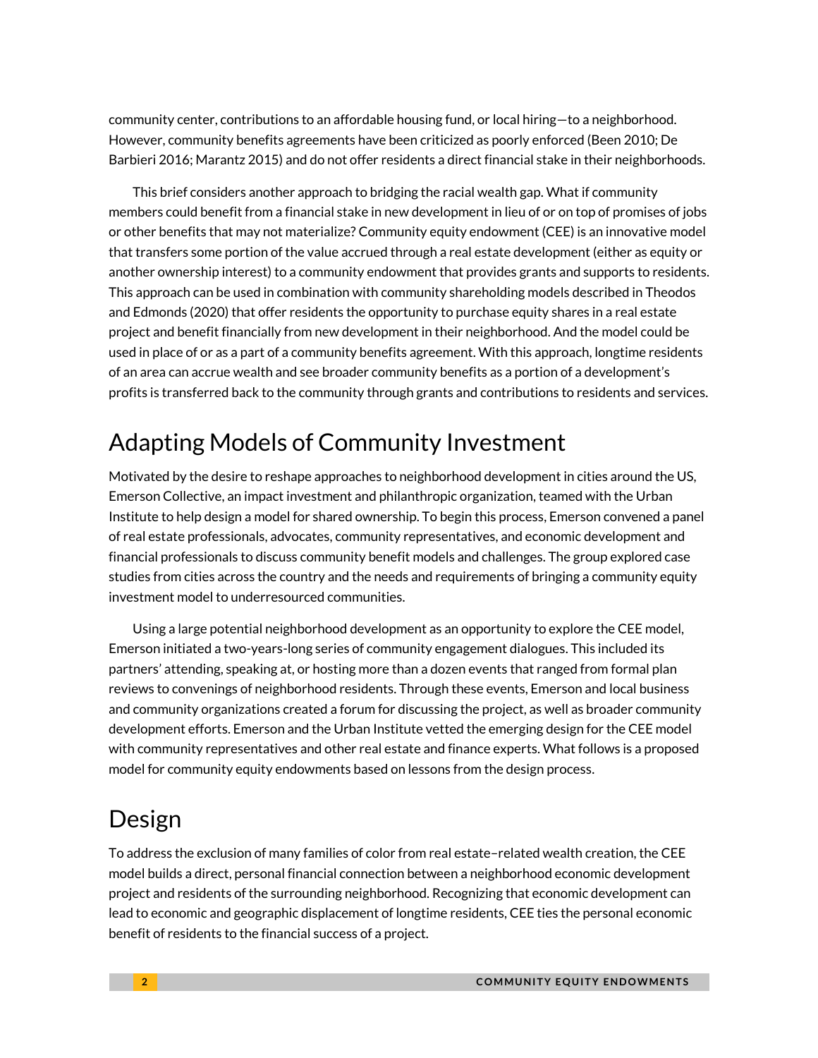community center, contributions to an affordable housing fund, or local hiring—to a neighborhood. However, community benefits agreements have been criticized as poorly enforced (Been 2010; De Barbieri 2016; Marantz 2015) and do not offer residents a direct financial stake in their neighborhoods.

This brief considers another approach to bridging the racial wealth gap. What if community members could benefit from a financial stake in new development in lieu of or on top of promises of jobs or other benefits that may not materialize? Community equity endowment (CEE) is an innovative model that transfers some portion of the value accrued through a real estate development (either as equity or another ownership interest) to a community endowment that provides grants and supports to residents. This approach can be used in combination with community shareholding models described in Theodos and Edmonds (2020) that offer residents the opportunity to purchase equity shares in a real estate project and benefit financially from new development in their neighborhood. And the model could be used in place of or as a part of a community benefits agreement. With this approach, longtime residents of an area can accrue wealth and see broader community benefits as a portion of a development's profits is transferred back to the community through grants and contributions to residents and services.

## Adapting Models of Community Investment

Motivated by the desire to reshape approaches to neighborhood development in cities around the US, Emerson Collective, an impact investment and philanthropic organization, teamed with the Urban Institute to help design a model for shared ownership. To begin this process, Emerson convened a panel of real estate professionals, advocates, community representatives, and economic development and financial professionals to discuss community benefit models and challenges. The group explored case studies from cities across the country and the needs and requirements of bringing a community equity investment model to underresourced communities.

Using a large potential neighborhood development as an opportunity to explore the CEE model, Emerson initiated a two-years-long series of community engagement dialogues. This included its partners' attending, speaking at, or hosting more than a dozen events that ranged from formal plan reviews to convenings of neighborhood residents. Through these events, Emerson and local business and community organizations created a forum for discussing the project, as well as broader community development efforts. Emerson and the Urban Institute vetted the emerging design for the CEE model with community representatives and other real estate and finance experts. What follows is a proposed model for community equity endowments based on lessons from the design process.

## Design

To address the exclusion of many families of color from real estate–related wealth creation, the CEE model builds a direct, personal financial connection between a neighborhood economic development project and residents of the surrounding neighborhood. Recognizing that economic development can lead to economic and geographic displacement of longtime residents, CEE ties the personal economic benefit of residents to the financial success of a project.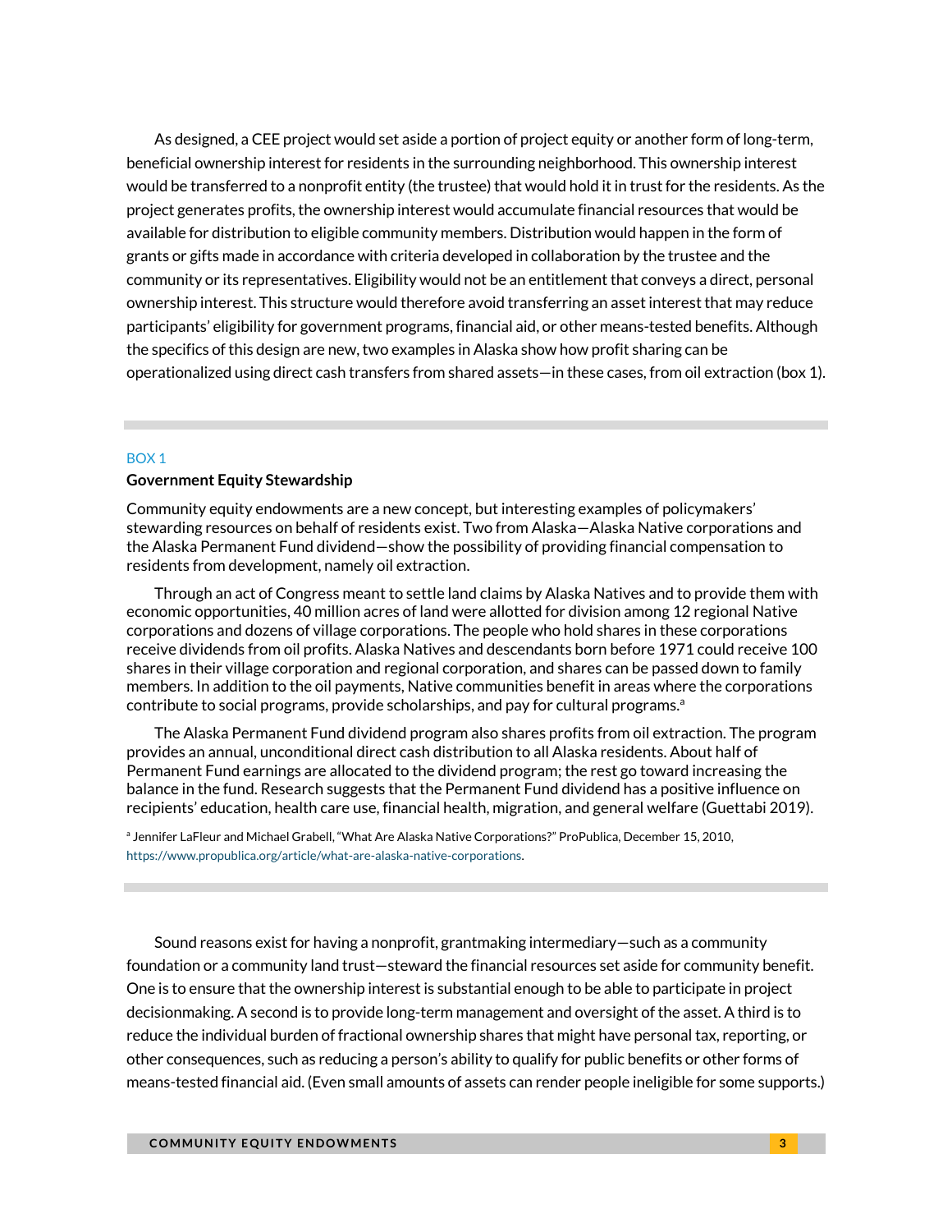As designed, a CEE project would set aside a portion of project equity or another form of long-term, beneficial ownership interest for residents in the surrounding neighborhood. This ownership interest would be transferred to a nonprofit entity (the trustee) that would hold it in trust for the residents. As the project generates profits, the ownership interest would accumulate financial resources that would be available for distribution to eligible community members. Distribution would happen in the form of grants or gifts made in accordance with criteria developed in collaboration by the trustee and the community or its representatives. Eligibility would not be an entitlement that conveys a direct, personal ownership interest. This structure would therefore avoid transferring an asset interest that may reduce participants' eligibility for government programs, financial aid, or other means-tested benefits. Although the specifics of this design are new, two examples in Alaska show how profit sharing can be operationalized using direct cash transfers from shared assets—in these cases, from oil extraction (box 1).

---

BOX 1

**Government Equity Stewardship**

Community equity endowments are a new concept, but interesting examples of policymakers' stewarding resources on behalf of residents exist. Two from Alaska—Alaska Native corporations and the Alaska Permanent Fund dividend—show the possibility of providing financial compensation to residents from development, namely oil extraction.

Through an act of Congress meant to settle land claims by Alaska Natives and to provide them with economic opportunities, 40 million acres of land were allotted for division among 12 regional Native corporations and dozens of village corporations. The people who hold shares in these corporations receive dividends from oil profits. Alaska Natives and descendants born before 1971 could receive 100 shares in their village corporation and regional corporation, and shares can be passed down to family members. In addition to the oil payments, Native communities benefit in areas where the corporations contribute to social programs, provide scholarships, and pay for cultural programs.[a]

The Alaska Permanent Fund dividend program also shares profits from oil extraction. The program provides an annual, unconditional direct cash distribution to all Alaska residents. About half of Permanent Fund earnings are allocated to the dividend program; the rest go toward increasing the balance in the fund. Research suggests that the Permanent Fund dividend has a positive influence on recipients' education, health care use, financial health, migration, and general welfare (Guettabi 2019).

[a] Jennifer LaFleur and Michael Grabell, "What Are Alaska Native Corporations?" ProPublica, December 15, 2010, https://www.propublica.org/article/what-are-alaska-native-corporations.

---

Sound reasons exist for having a nonprofit, grantmaking intermediary—such as a community foundation or a community land trust—steward the financial resources set aside for community benefit. One is to ensure that the ownership interest is substantial enough to be able to participate in project decisionmaking. A second is to provide long-term management and oversight of the asset. A third is to reduce the individual burden of fractional ownership shares that might have personal tax, reporting, or other consequences, such as reducing a person's ability to qualify for public benefits or other forms of means-tested financial aid. (Even small amounts of assets can render people ineligible for some supports.)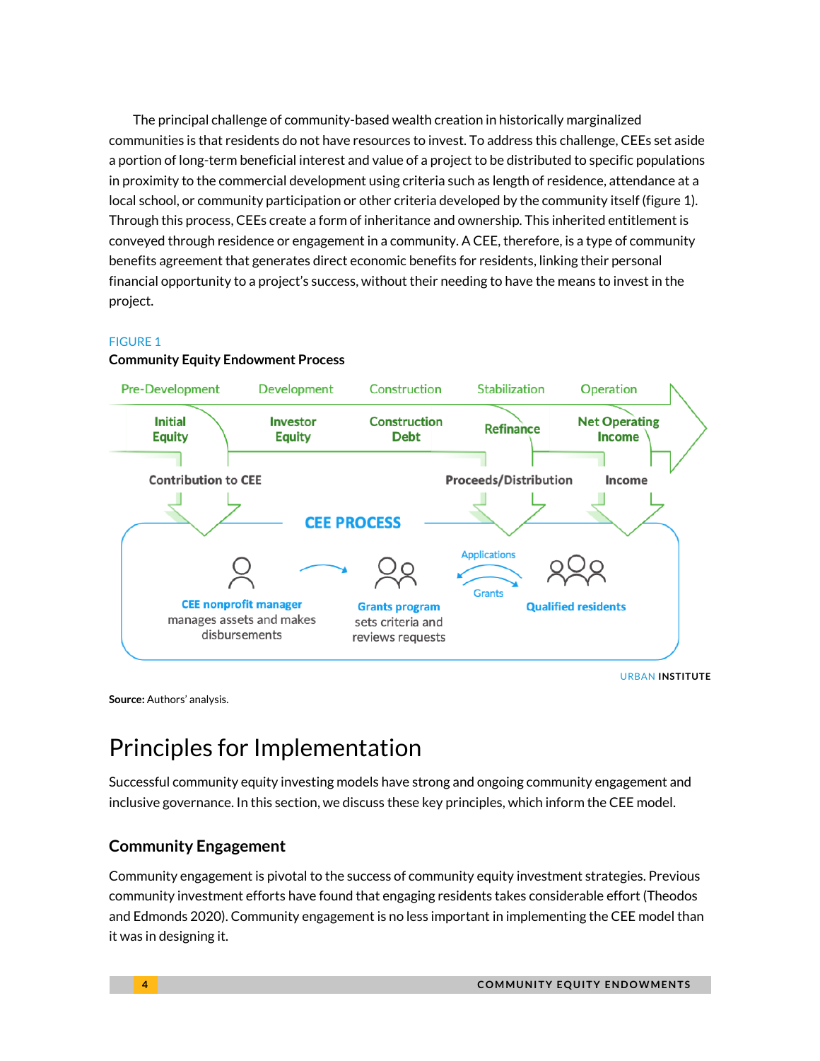The principal challenge of community-based wealth creation in historically marginalized communities is that residents do not have resources to invest. To address this challenge, CEEs set aside a portion of long-term beneficial interest and value of a project to be distributed to specific populations in proximity to the commercial development using criteria such as length of residence, attendance at a local school, or community participation or other criteria developed by the community itself (figure 1). Through this process, CEEs create a form of inheritance and ownership. This inherited entitlement is conveyed through residence or engagement in a community. A CEE, therefore, is a type of community benefits agreement that generates direct economic benefits for residents, linking their personal financial opportunity to a project's success, without their needing to have the means to invest in the project.

FIGURE 1

**Community Equity Endowment Process**

Pre-Development — Development — Construction — Stabilization — Operation

Initial Equity — Investor Equity — Construction Debt — Refinance — Net Operating Income

Contribution to CEE — Proceeds/Distribution — Income

CEE PROCESS

**CEE nonprofit manager** manages assets and makes disbursements

**Grants program** sets criteria and reviews requests

Applications / Grants

**Qualified residents**

URBAN INSTITUTE

**Source:** Authors' analysis.

# Principles for Implementation

Successful community equity investing models have strong and ongoing community engagement and inclusive governance. In this section, we discuss these key principles, which inform the CEE model.

## Community Engagement

Community engagement is pivotal to the success of community equity investment strategies. Previous community investment efforts have found that engaging residents takes considerable effort (Theodos and Edmonds 2020). Community engagement is no less important in implementing the CEE model than it was in designing it.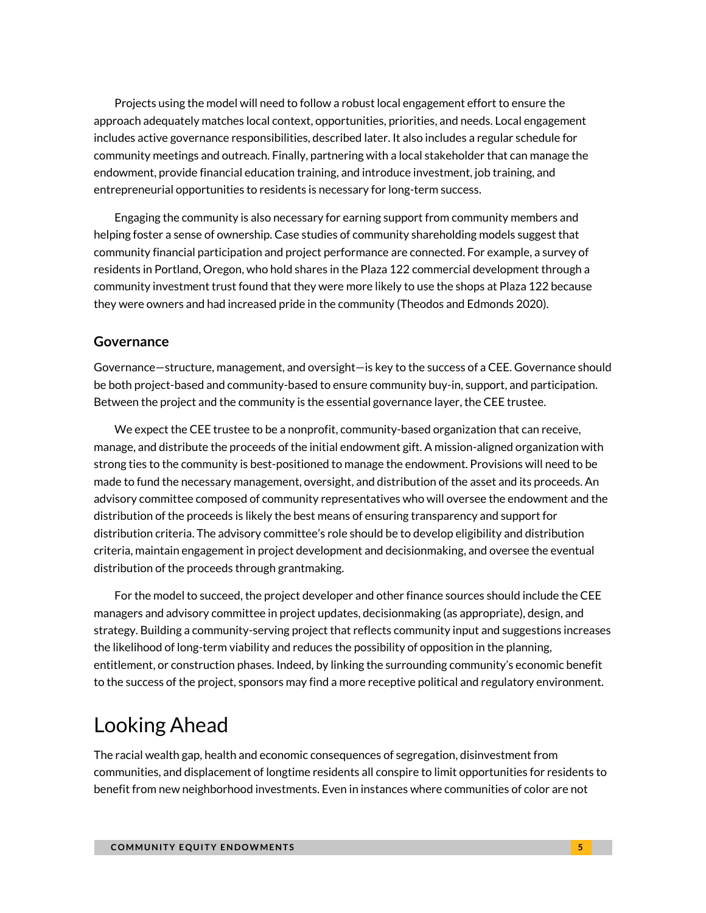Projects using the model will need to follow a robust local engagement effort to ensure the approach adequately matches local context, opportunities, priorities, and needs. Local engagement includes active governance responsibilities, described later. It also includes a regular schedule for community meetings and outreach. Finally, partnering with a local stakeholder that can manage the endowment, provide financial education training, and introduce investment, job training, and entrepreneurial opportunities to residents is necessary for long-term success.

Engaging the community is also necessary for earning support from community members and helping foster a sense of ownership. Case studies of community shareholding models suggest that community financial participation and project performance are connected. For example, a survey of residents in Portland, Oregon, who hold shares in the Plaza 122 commercial development through a community investment trust found that they were more likely to use the shops at Plaza 122 because they were owners and had increased pride in the community (Theodos and Edmonds 2020).

### Governance

Governance—structure, management, and oversight—is key to the success of a CEE. Governance should be both project-based and community-based to ensure community buy-in, support, and participation. Between the project and the community is the essential governance layer, the CEE trustee.

We expect the CEE trustee to be a nonprofit, community-based organization that can receive, manage, and distribute the proceeds of the initial endowment gift. A mission-aligned organization with strong ties to the community is best-positioned to manage the endowment. Provisions will need to be made to fund the necessary management, oversight, and distribution of the asset and its proceeds. An advisory committee composed of community representatives who will oversee the endowment and the distribution of the proceeds is likely the best means of ensuring transparency and support for distribution criteria. The advisory committee's role should be to develop eligibility and distribution criteria, maintain engagement in project development and decisionmaking, and oversee the eventual distribution of the proceeds through grantmaking.

For the model to succeed, the project developer and other finance sources should include the CEE managers and advisory committee in project updates, decisionmaking (as appropriate), design, and strategy. Building a community-serving project that reflects community input and suggestions increases the likelihood of long-term viability and reduces the possibility of opposition in the planning, entitlement, or construction phases. Indeed, by linking the surrounding community's economic benefit to the success of the project, sponsors may find a more receptive political and regulatory environment.

## Looking Ahead

The racial wealth gap, health and economic consequences of segregation, disinvestment from communities, and displacement of longtime residents all conspire to limit opportunities for residents to benefit from new neighborhood investments. Even in instances where communities of color are not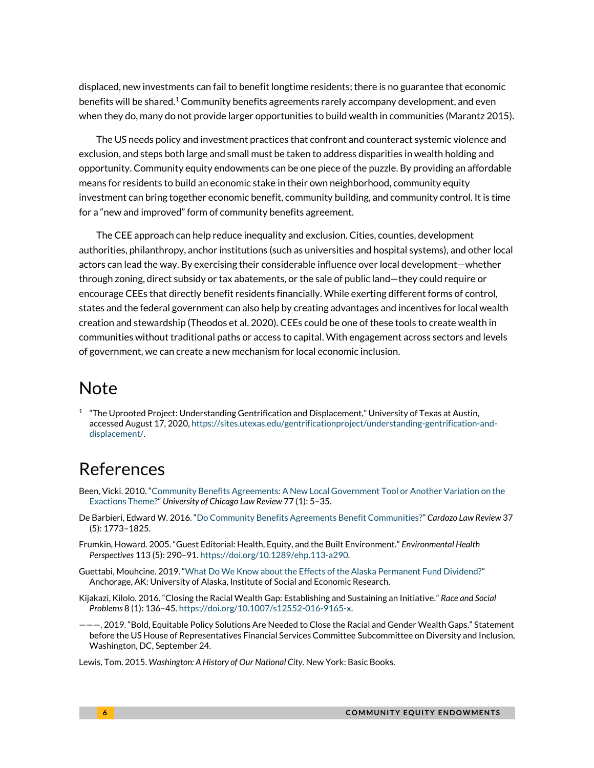displaced, new investments can fail to benefit longtime residents; there is no guarantee that economic benefits will be shared.[1] Community benefits agreements rarely accompany development, and even when they do, many do not provide larger opportunities to build wealth in communities (Marantz 2015).

The US needs policy and investment practices that confront and counteract systemic violence and exclusion, and steps both large and small must be taken to address disparities in wealth holding and opportunity. Community equity endowments can be one piece of the puzzle. By providing an affordable means for residents to build an economic stake in their own neighborhood, community equity investment can bring together economic benefit, community building, and community control. It is time for a "new and improved" form of community benefits agreement.

The CEE approach can help reduce inequality and exclusion. Cities, counties, development authorities, philanthropy, anchor institutions (such as universities and hospital systems), and other local actors can lead the way. By exercising their considerable influence over local development—whether through zoning, direct subsidy or tax abatements, or the sale of public land—they could require or encourage CEEs that directly benefit residents financially. While exerting different forms of control, states and the federal government can also help by creating advantages and incentives for local wealth creation and stewardship (Theodos et al. 2020). CEEs could be one of these tools to create wealth in communities without traditional paths or access to capital. With engagement across sectors and levels of government, we can create a new mechanism for local economic inclusion.

# Note

[1] "The Uprooted Project: Understanding Gentrification and Displacement," University of Texas at Austin, accessed August 17, 2020, https://sites.utexas.edu/gentrificationproject/understanding-gentrification-and-displacement/.

# References

Been, Vicki. 2010. "Community Benefits Agreements: A New Local Government Tool or Another Variation on the Exactions Theme?" *University of Chicago Law Review* 77 (1): 5–35.

De Barbieri, Edward W. 2016. "Do Community Benefits Agreements Benefit Communities?" *Cardozo Law Review* 37 (5): 1773–1825.

Frumkin, Howard. 2005. "Guest Editorial: Health, Equity, and the Built Environment." *Environmental Health Perspectives* 113 (5): 290–91. https://doi.org/10.1289/ehp.113-a290.

Guettabi, Mouhcine. 2019. "What Do We Know about the Effects of the Alaska Permanent Fund Dividend?" Anchorage, AK: University of Alaska, Institute of Social and Economic Research.

Kijakazi, Kilolo. 2016. "Closing the Racial Wealth Gap: Establishing and Sustaining an Initiative." *Race and Social Problems* 8 (1): 136–45. https://doi.org/10.1007/s12552-016-9165-x.

———. 2019. "Bold, Equitable Policy Solutions Are Needed to Close the Racial and Gender Wealth Gaps." Statement before the US House of Representatives Financial Services Committee Subcommittee on Diversity and Inclusion, Washington, DC, September 24.

Lewis, Tom. 2015. *Washington: A History of Our National City*. New York: Basic Books.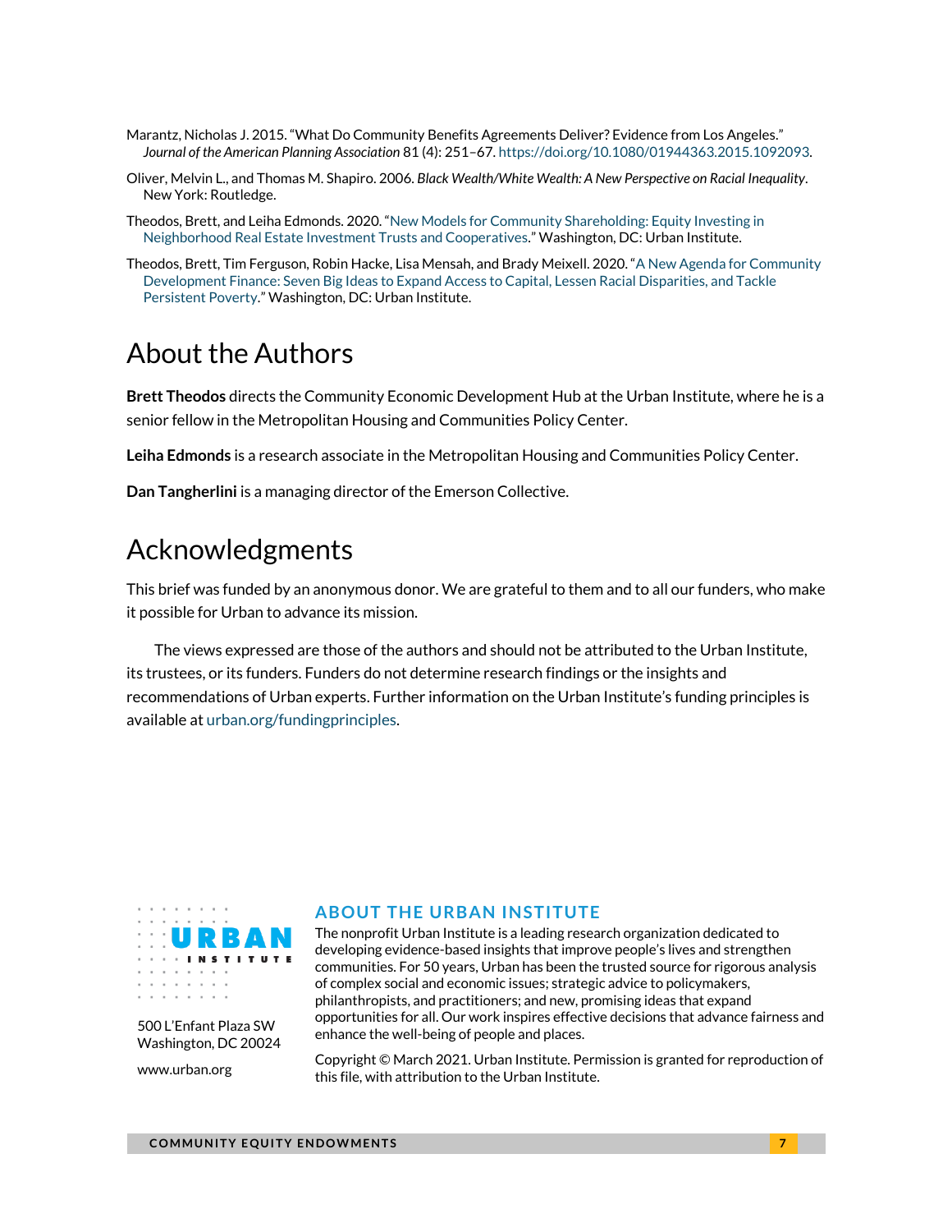Marantz, Nicholas J. 2015. "What Do Community Benefits Agreements Deliver? Evidence from Los Angeles." *Journal of the American Planning Association* 81 (4): 251–67. https://doi.org/10.1080/01944363.2015.1092093.

Oliver, Melvin L., and Thomas M. Shapiro. 2006. *Black Wealth/White Wealth: A New Perspective on Racial Inequality*. New York: Routledge.

Theodos, Brett, and Leiha Edmonds. 2020. "New Models for Community Shareholding: Equity Investing in Neighborhood Real Estate Investment Trusts and Cooperatives." Washington, DC: Urban Institute.

Theodos, Brett, Tim Ferguson, Robin Hacke, Lisa Mensah, and Brady Meixell. 2020. "A New Agenda for Community Development Finance: Seven Big Ideas to Expand Access to Capital, Lessen Racial Disparities, and Tackle Persistent Poverty." Washington, DC: Urban Institute.

# About the Authors

**Brett Theodos** directs the Community Economic Development Hub at the Urban Institute, where he is a senior fellow in the Metropolitan Housing and Communities Policy Center.

**Leiha Edmonds** is a research associate in the Metropolitan Housing and Communities Policy Center.

**Dan Tangherlini** is a managing director of the Emerson Collective.

# Acknowledgments

This brief was funded by an anonymous donor. We are grateful to them and to all our funders, who make it possible for Urban to advance its mission.

The views expressed are those of the authors and should not be attributed to the Urban Institute, its trustees, or its funders. Funders do not determine research findings or the insights and recommendations of Urban experts. Further information on the Urban Institute's funding principles is available at urban.org/fundingprinciples.

URBAN INSTITUTE

500 L'Enfant Plaza SW
Washington, DC 20024

www.urban.org

## ABOUT THE URBAN INSTITUTE

The nonprofit Urban Institute is a leading research organization dedicated to developing evidence-based insights that improve people's lives and strengthen communities. For 50 years, Urban has been the trusted source for rigorous analysis of complex social and economic issues; strategic advice to policymakers, philanthropists, and practitioners; and new, promising ideas that expand opportunities for all. Our work inspires effective decisions that advance fairness and enhance the well-being of people and places.

Copyright © March 2021. Urban Institute. Permission is granted for reproduction of this file, with attribution to the Urban Institute.